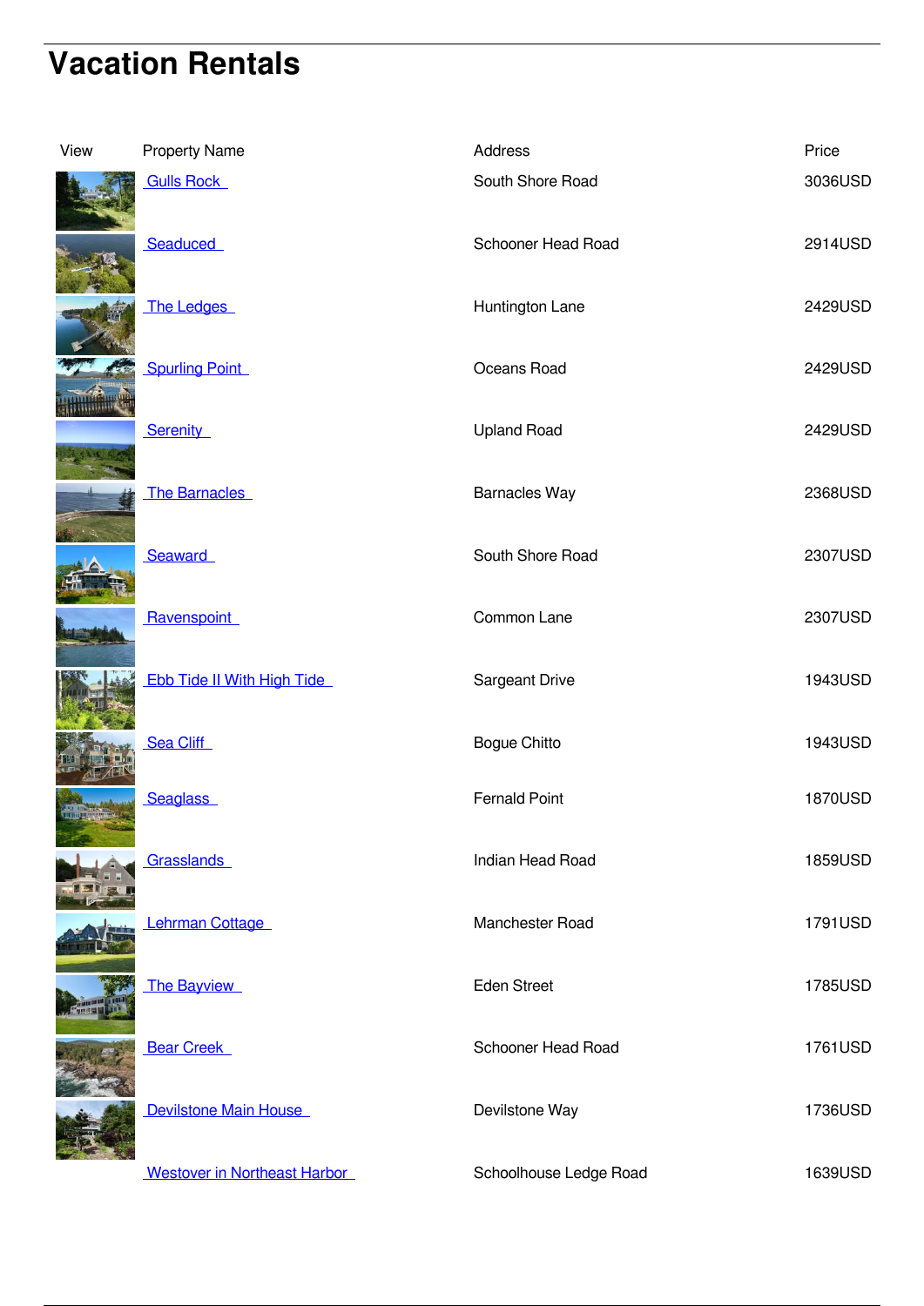# Vacation Rentals

| View | Property Name | Address | Price |
|---|---|---|---|
| | Gulls Rock | South Shore Road | 3036USD |
| | Seaduced | Schooner Head Road | 2914USD |
| | The Ledges | Huntington Lane | 2429USD |
| | Spurling Point | Oceans Road | 2429USD |
| | Serenity | Upland Road | 2429USD |
| | The Barnacles | Barnacles Way | 2368USD |
| | Seaward | South Shore Road | 2307USD |
| | Ravenspoint | Common Lane | 2307USD |
| | Ebb Tide II With High Tide | Sargeant Drive | 1943USD |
| | Sea Cliff | Bogue Chitto | 1943USD |
| | Seaglass | Fernald Point | 1870USD |
| | Grasslands | Indian Head Road | 1859USD |
| | Lehrman Cottage | Manchester Road | 1791USD |
| | The Bayview | Eden Street | 1785USD |
| | Bear Creek | Schooner Head Road | 1761USD |
| | Devilstone Main House | Devilstone Way | 1736USD |
| | Westover in Northeast Harbor | Schoolhouse Ledge Road | 1639USD |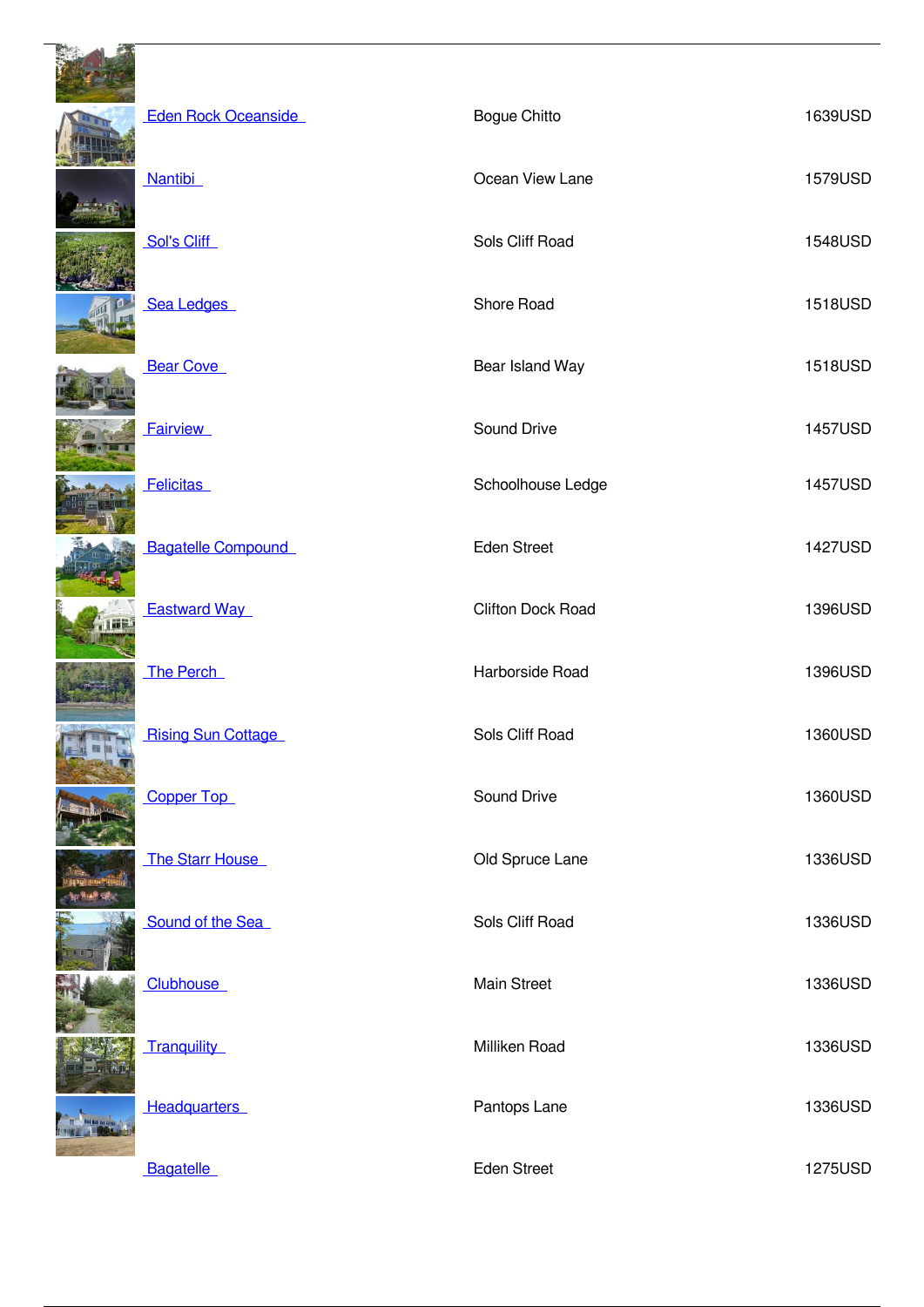| | | |
|---|---|---|
| Eden Rock Oceanside | Bogue Chitto | 1639USD |
| Nantibi | Ocean View Lane | 1579USD |
| Sol's Cliff | Sols Cliff Road | 1548USD |
| Sea Ledges | Shore Road | 1518USD |
| Bear Cove | Bear Island Way | 1518USD |
| Fairview | Sound Drive | 1457USD |
| Felicitas | Schoolhouse Ledge | 1457USD |
| Bagatelle Compound | Eden Street | 1427USD |
| Eastward Way | Clifton Dock Road | 1396USD |
| The Perch | Harborside Road | 1396USD |
| Rising Sun Cottage | Sols Cliff Road | 1360USD |
| Copper Top | Sound Drive | 1360USD |
| The Starr House | Old Spruce Lane | 1336USD |
| Sound of the Sea | Sols Cliff Road | 1336USD |
| Clubhouse | Main Street | 1336USD |
| Tranquility | Milliken Road | 1336USD |
| Headquarters | Pantops Lane | 1336USD |
| Bagatelle | Eden Street | 1275USD |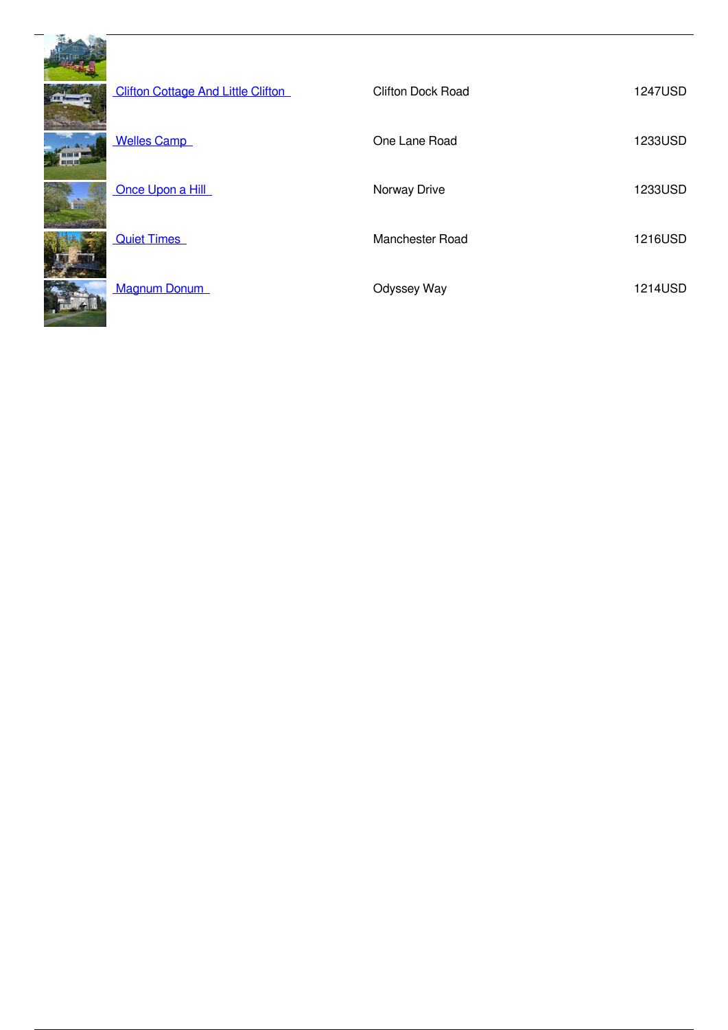| | | |
|---|---|---|
| | | |
| Clifton Cottage And Little Clifton | Clifton Dock Road | 1247USD |
| Welles Camp | One Lane Road | 1233USD |
| Once Upon a Hill | Norway Drive | 1233USD |
| Quiet Times | Manchester Road | 1216USD |
| Magnum Donum | Odyssey Way | 1214USD |